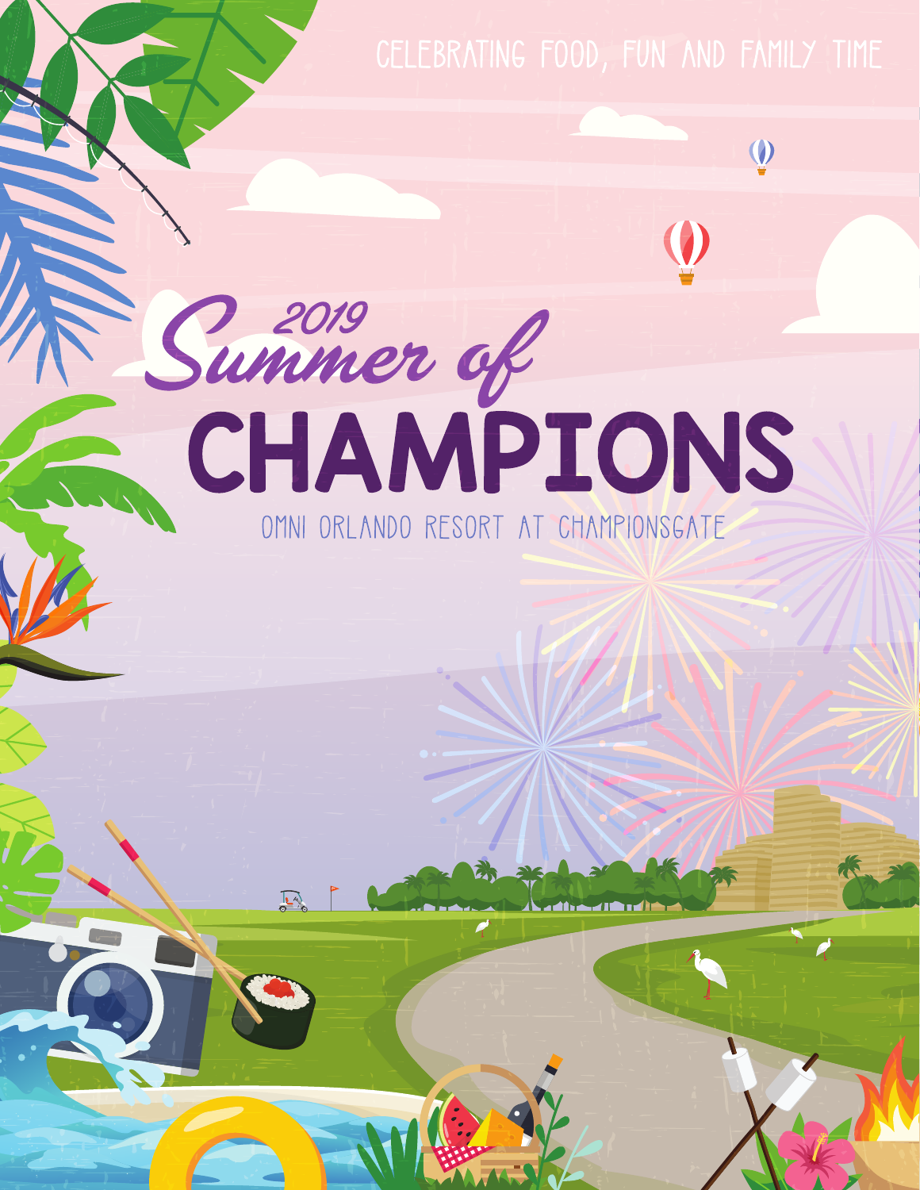CELEBRATING FOOD, FUN AND FAMILY TIME

# 2019 Summer of CHAMPIONS

OMNI ORLANDO RESORT AT CHAMPIONSGATE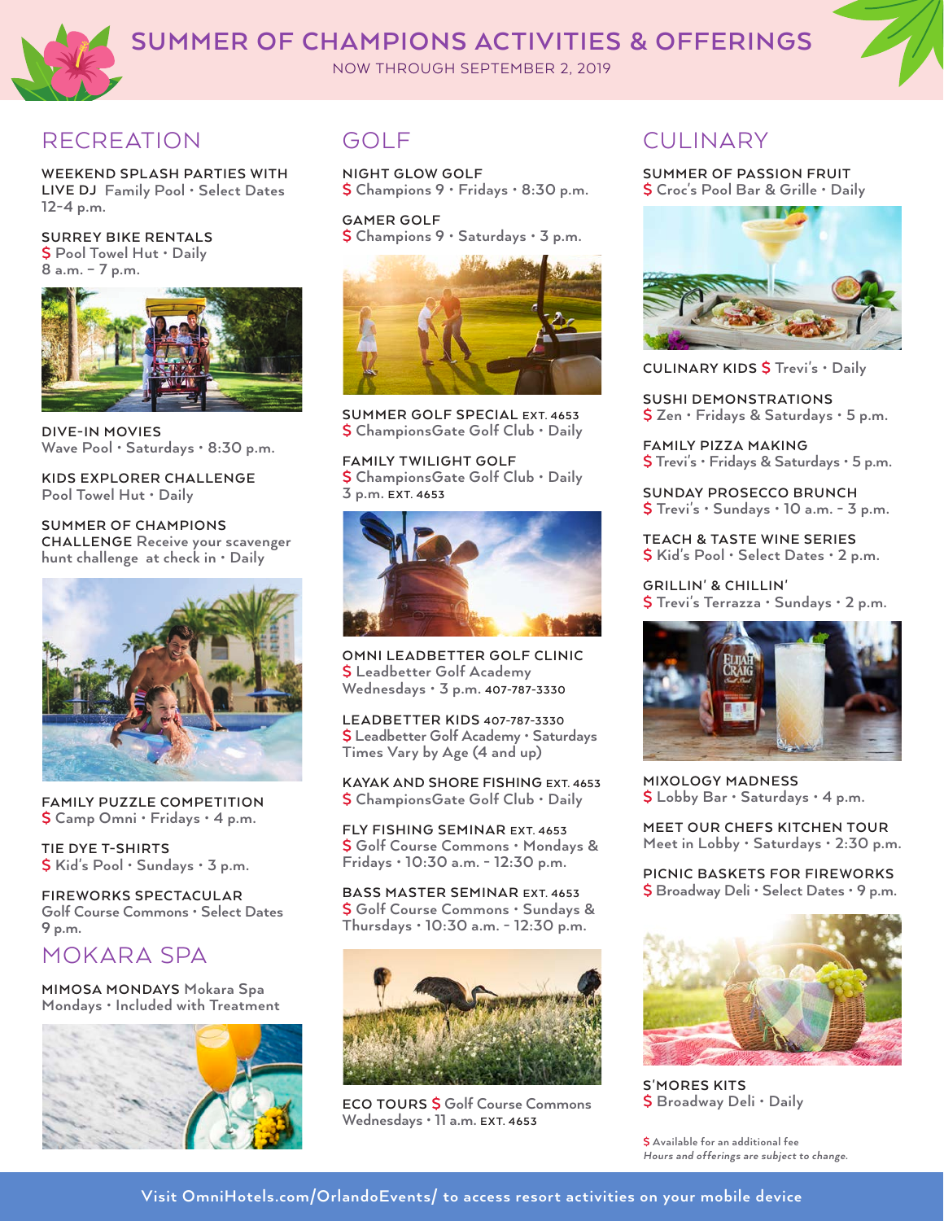# SUMMER OF CHAMPIONS ACTIVITIES & OFFERINGS

NOW THROUGH SEPTEMBER 2, 2019

## RECREATION

**WEEKEND SPLASH PARTIES WITH LIVE DJ** Family Pool • Select Dates 12-4 p.m.

**SURREY BIKE RENTALS**
$ Pool Towel Hut • Daily
8 a.m. – 7 p.m.

**DIVE-IN MOVIES**
Wave Pool • Saturdays • 8:30 p.m.

**KIDS EXPLORER CHALLENGE**
Pool Towel Hut • Daily

**SUMMER OF CHAMPIONS CHALLENGE** Receive your scavenger hunt challenge at check in • Daily

**FAMILY PUZZLE COMPETITION**
$ Camp Omni • Fridays • 4 p.m.

**TIE DYE T-SHIRTS**
$ Kid's Pool • Sundays • 3 p.m.

**FIREWORKS SPECTACULAR**
Golf Course Commons • Select Dates
9 p.m.

## MOKARA SPA

**MIMOSA MONDAYS** Mokara Spa
Mondays • Included with Treatment

## GOLF

**NIGHT GLOW GOLF**
$ Champions 9 • Fridays • 8:30 p.m.

**GAMER GOLF**
$ Champions 9 • Saturdays • 3 p.m.

**SUMMER GOLF SPECIAL** EXT. 4653
$ ChampionsGate Golf Club • Daily

**FAMILY TWILIGHT GOLF**
$ ChampionsGate Golf Club • Daily
3 p.m. EXT. 4653

**OMNI LEADBETTER GOLF CLINIC**
$ Leadbetter Golf Academy
Wednesdays • 3 p.m. 407-787-3330

**LEADBETTER KIDS** 407-787-3330
$ Leadbetter Golf Academy • Saturdays
Times Vary by Age (4 and up)

**KAYAK AND SHORE FISHING** EXT. 4653
$ ChampionsGate Golf Club • Daily

**FLY FISHING SEMINAR** EXT. 4653
$ Golf Course Commons • Mondays & Fridays • 10:30 a.m. – 12:30 p.m.

**BASS MASTER SEMINAR** EXT. 4653
$ Golf Course Commons • Sundays & Thursdays • 10:30 a.m. – 12:30 p.m.

**ECO TOURS** $ Golf Course Commons
Wednesdays • 11 a.m. EXT. 4653

## CULINARY

**SUMMER OF PASSION FRUIT**
$ Croc's Pool Bar & Grille • Daily

**CULINARY KIDS** $ Trevi's • Daily

**SUSHI DEMONSTRATIONS**
$ Zen • Fridays & Saturdays • 5 p.m.

**FAMILY PIZZA MAKING**
$ Trevi's • Fridays & Saturdays • 5 p.m.

**SUNDAY PROSECCO BRUNCH**
$ Trevi's • Sundays • 10 a.m. – 3 p.m.

**TEACH & TASTE WINE SERIES**
$ Kid's Pool • Select Dates • 2 p.m.

**GRILLIN' & CHILLIN'**
$ Trevi's Terrazza • Sundays • 2 p.m.

**MIXOLOGY MADNESS**
$ Lobby Bar • Saturdays • 4 p.m.

**MEET OUR CHEFS KITCHEN TOUR**
Meet in Lobby • Saturdays • 2:30 p.m.

**PICNIC BASKETS FOR FIREWORKS**
$ Broadway Deli • Select Dates • 9 p.m.

**S'MORES KITS**
$ Broadway Deli • Daily

$ Available for an additional fee
*Hours and offerings are subject to change.*

Visit OmniHotels.com/OrlandoEvents/ to access resort activities on your mobile device